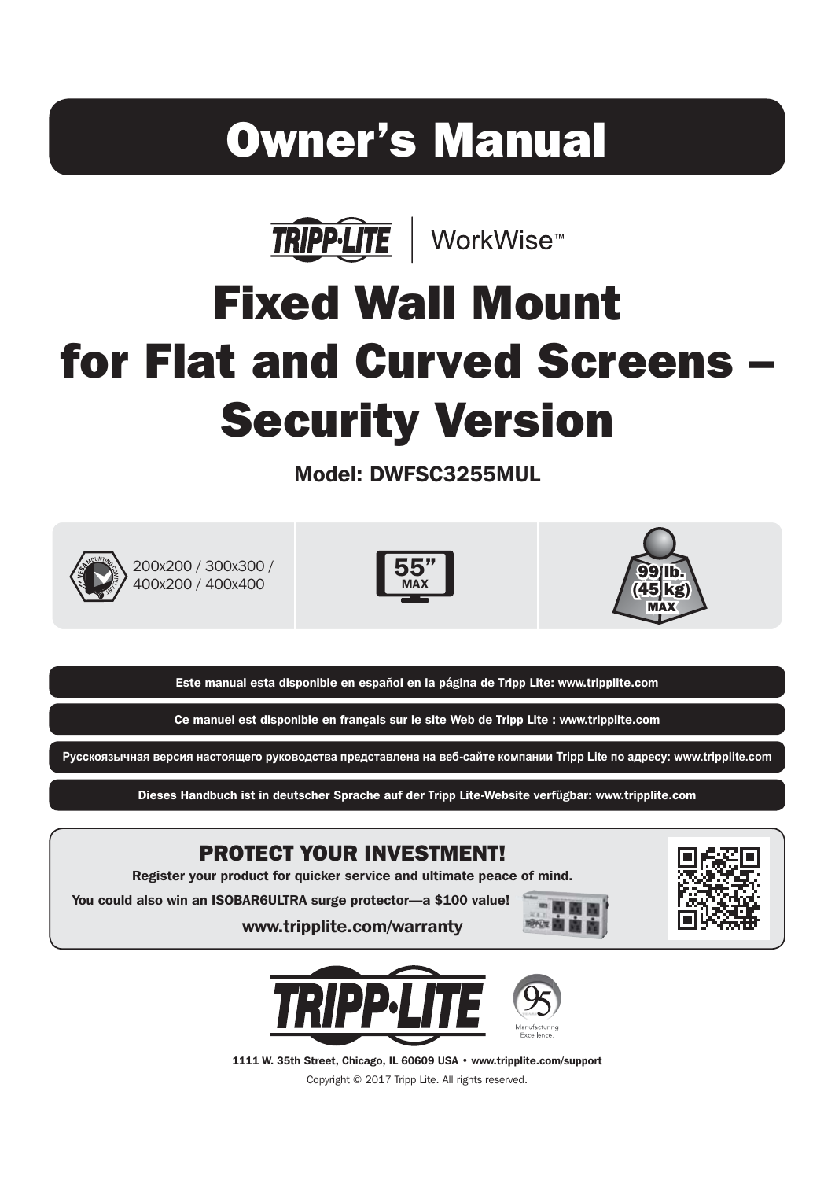# Owner's Manual

TRIPP·LITE | WorkWise™

# Fixed Wall Mount for Flat and Curved Screens – Security Version

**Model: DWFSC3255MUL**

200x200 / 300x300 / 400x200 / 400x400

55" MAX

99 lb. (45 kg) MAX

**Este manual esta disponible en español en la página de Tripp Lite: www.tripplite.com**

**Ce manuel est disponible en français sur le site Web de Tripp Lite : www.tripplite.com**

**Русскоязычная версия настоящего руководства представлена на веб-сайте компании Tripp Lite по адресу: www.tripplite.com**

**Dieses Handbuch ist in deutscher Sprache auf der Tripp Lite-Website verfügbar: www.tripplite.com**

## PROTECT YOUR INVESTMENT!

**Register your product for quicker service and ultimate peace of mind.**

**You could also win an ISOBAR6ULTRA surge protector—a $100 value!**

**www.tripplite.com/warranty**

**1111 W. 35th Street, Chicago, IL 60609 USA • www.tripplite.com/support**

Copyright © 2017 Tripp Lite. All rights reserved.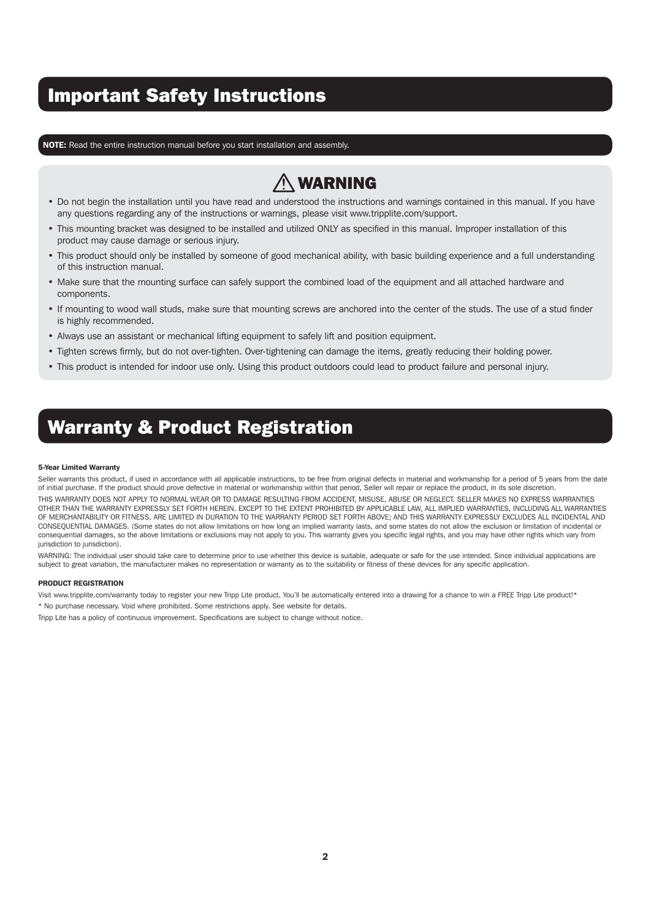# Important Safety Instructions

**NOTE:** Read the entire instruction manual before you start installation and assembly.

## ⚠ WARNING

- Do not begin the installation until you have read and understood the instructions and warnings contained in this manual. If you have any questions regarding any of the instructions or warnings, please visit www.tripplite.com/support.
- This mounting bracket was designed to be installed and utilized ONLY as specified in this manual. Improper installation of this product may cause damage or serious injury.
- This product should only be installed by someone of good mechanical ability, with basic building experience and a full understanding of this instruction manual.
- Make sure that the mounting surface can safely support the combined load of the equipment and all attached hardware and components.
- If mounting to wood wall studs, make sure that mounting screws are anchored into the center of the studs. The use of a stud finder is highly recommended.
- Always use an assistant or mechanical lifting equipment to safely lift and position equipment.
- Tighten screws firmly, but do not over-tighten. Over-tightening can damage the items, greatly reducing their holding power.
- This product is intended for indoor use only. Using this product outdoors could lead to product failure and personal injury.

# Warranty & Product Registration

**5-Year Limited Warranty**

Seller warrants this product, if used in accordance with all applicable instructions, to be free from original defects in material and workmanship for a period of 5 years from the date of initial purchase. If the product should prove defective in material or workmanship within that period, Seller will repair or replace the product, in its sole discretion.

THIS WARRANTY DOES NOT APPLY TO NORMAL WEAR OR TO DAMAGE RESULTING FROM ACCIDENT, MISUSE, ABUSE OR NEGLECT. SELLER MAKES NO EXPRESS WARRANTIES OTHER THAN THE WARRANTY EXPRESSLY SET FORTH HEREIN. EXCEPT TO THE EXTENT PROHIBITED BY APPLICABLE LAW, ALL IMPLIED WARRANTIES, INCLUDING ALL WARRANTIES OF MERCHANTABILITY OR FITNESS, ARE LIMITED IN DURATION TO THE WARRANTY PERIOD SET FORTH ABOVE; AND THIS WARRANTY EXPRESSLY EXCLUDES ALL INCIDENTAL AND CONSEQUENTIAL DAMAGES. (Some states do not allow limitations on how long an implied warranty lasts, and some states do not allow the exclusion or limitation of incidental or consequential damages, so the above limitations or exclusions may not apply to you. This warranty gives you specific legal rights, and you may have other rights which vary from jurisdiction to jurisdiction).

WARNING: The individual user should take care to determine prior to use whether this device is suitable, adequate or safe for the use intended. Since individual applications are subject to great variation, the manufacturer makes no representation or warranty as to the suitability or fitness of these devices for any specific application.

**PRODUCT REGISTRATION**

Visit www.tripplite.com/warranty today to register your new Tripp Lite product. You'll be automatically entered into a drawing for a chance to win a FREE Tripp Lite product!*

* No purchase necessary. Void where prohibited. Some restrictions apply. See website for details.

Tripp Lite has a policy of continuous improvement. Specifications are subject to change without notice.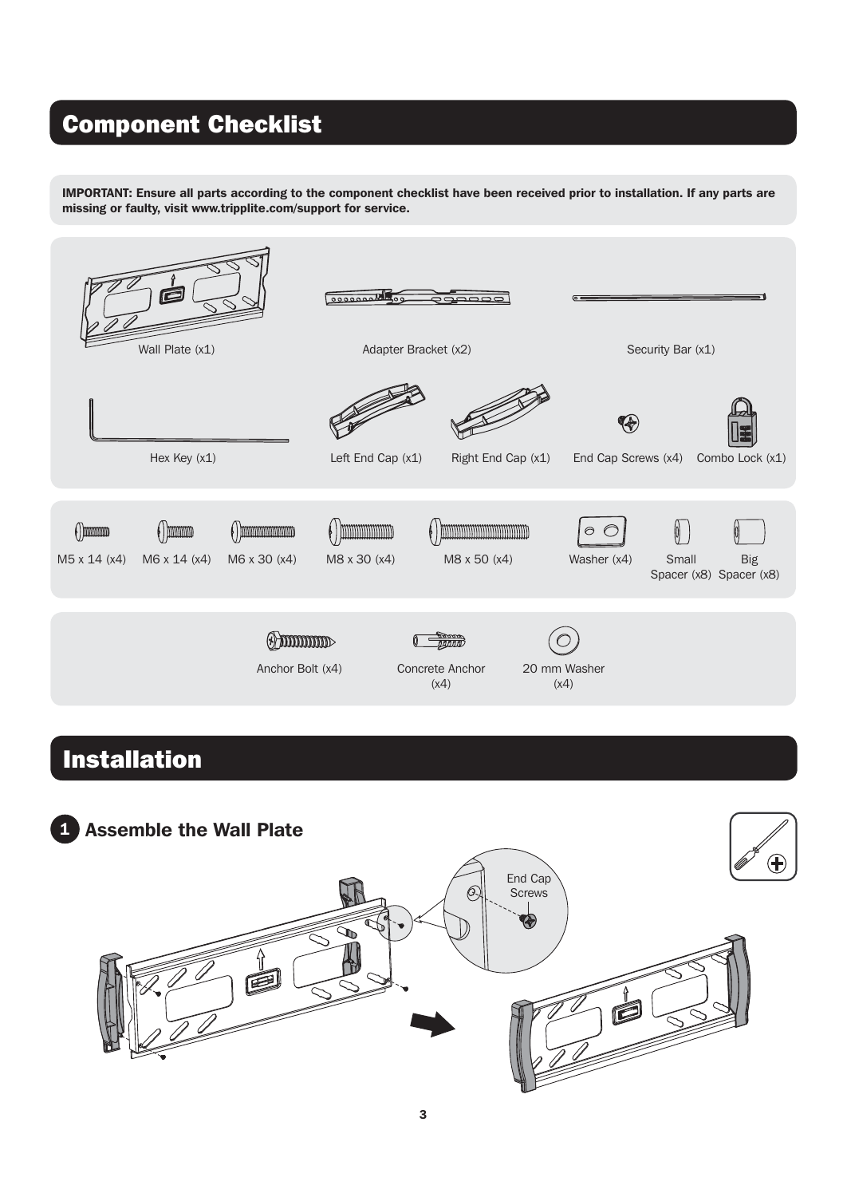## Component Checklist

**IMPORTANT: Ensure all parts according to the component checklist have been received prior to installation. If any parts are missing or faulty, visit www.tripplite.com/support for service.**

Wall Plate (x1)

Adapter Bracket (x2)

Security Bar (x1)

Hex Key (x1)

Left End Cap (x1)

Right End Cap (x1)

End Cap Screws (x4)

Combo Lock (x1)

M5 x 14 (x4)

M6 x 14 (x4)

M6 x 30 (x4)

M8 x 30 (x4)

M8 x 50 (x4)

Washer (x4)

Small Spacer (x8)

Big Spacer (x8)

Anchor Bolt (x4)

Concrete Anchor (x4)

20 mm Washer (x4)

## Installation

### 1 Assemble the Wall Plate

End Cap Screws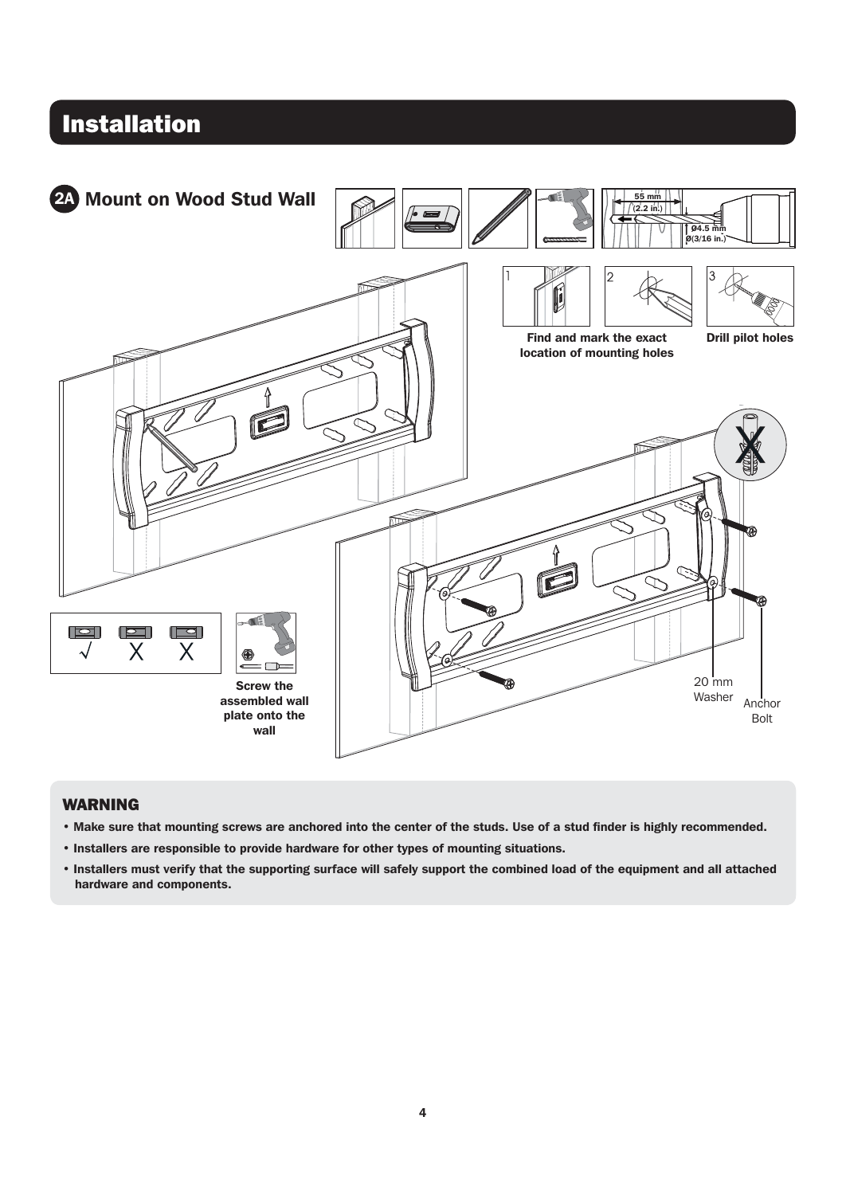# Installation

## 2A Mount on Wood Stud Wall

55 mm (2.2 in.)

Ø4.5 mm Ø(3/16 in.)

1 2 Find and mark the exact location of mounting holes

3 Drill pilot holes

Screw the assembled wall plate onto the wall

20 mm Washer

Anchor Bolt

### WARNING

- Make sure that mounting screws are anchored into the center of the studs. Use of a stud finder is highly recommended.
- Installers are responsible to provide hardware for other types of mounting situations.
- Installers must verify that the supporting surface will safely support the combined load of the equipment and all attached hardware and components.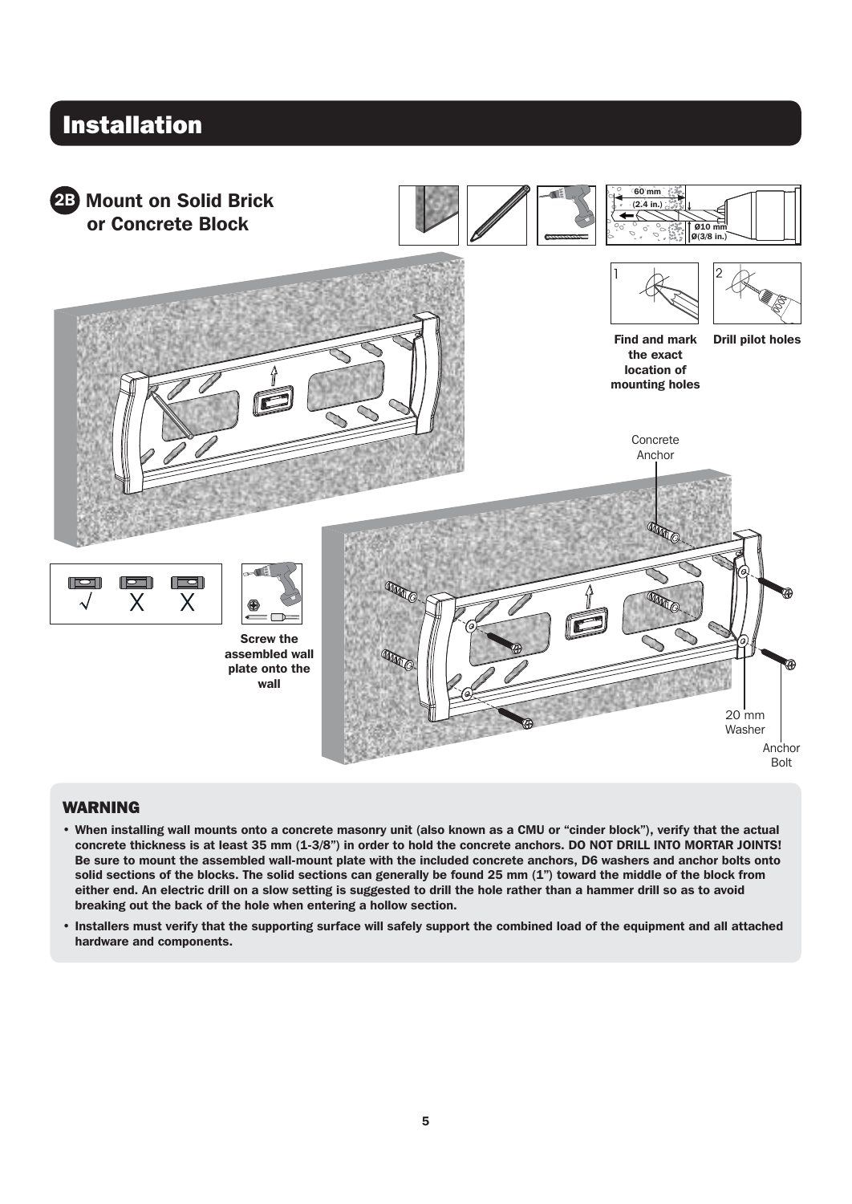# Installation

## 2B Mount on Solid Brick or Concrete Block

60 mm (2.4 in.)

Ø10 mm Ø(3/8 in.)

1 Find and mark the exact location of mounting holes

2 Drill pilot holes

Concrete Anchor

Screw the assembled wall plate onto the wall

20 mm Washer

Anchor Bolt

### WARNING

- **When installing wall mounts onto a concrete masonry unit (also known as a CMU or "cinder block"), verify that the actual concrete thickness is at least 35 mm (1-3/8") in order to hold the concrete anchors. DO NOT DRILL INTO MORTAR JOINTS! Be sure to mount the assembled wall-mount plate with the included concrete anchors, D6 washers and anchor bolts onto solid sections of the blocks. The solid sections can generally be found 25 mm (1") toward the middle of the block from either end. An electric drill on a slow setting is suggested to drill the hole rather than a hammer drill so as to avoid breaking out the back of the hole when entering a hollow section.**
- **Installers must verify that the supporting surface will safely support the combined load of the equipment and all attached hardware and components.**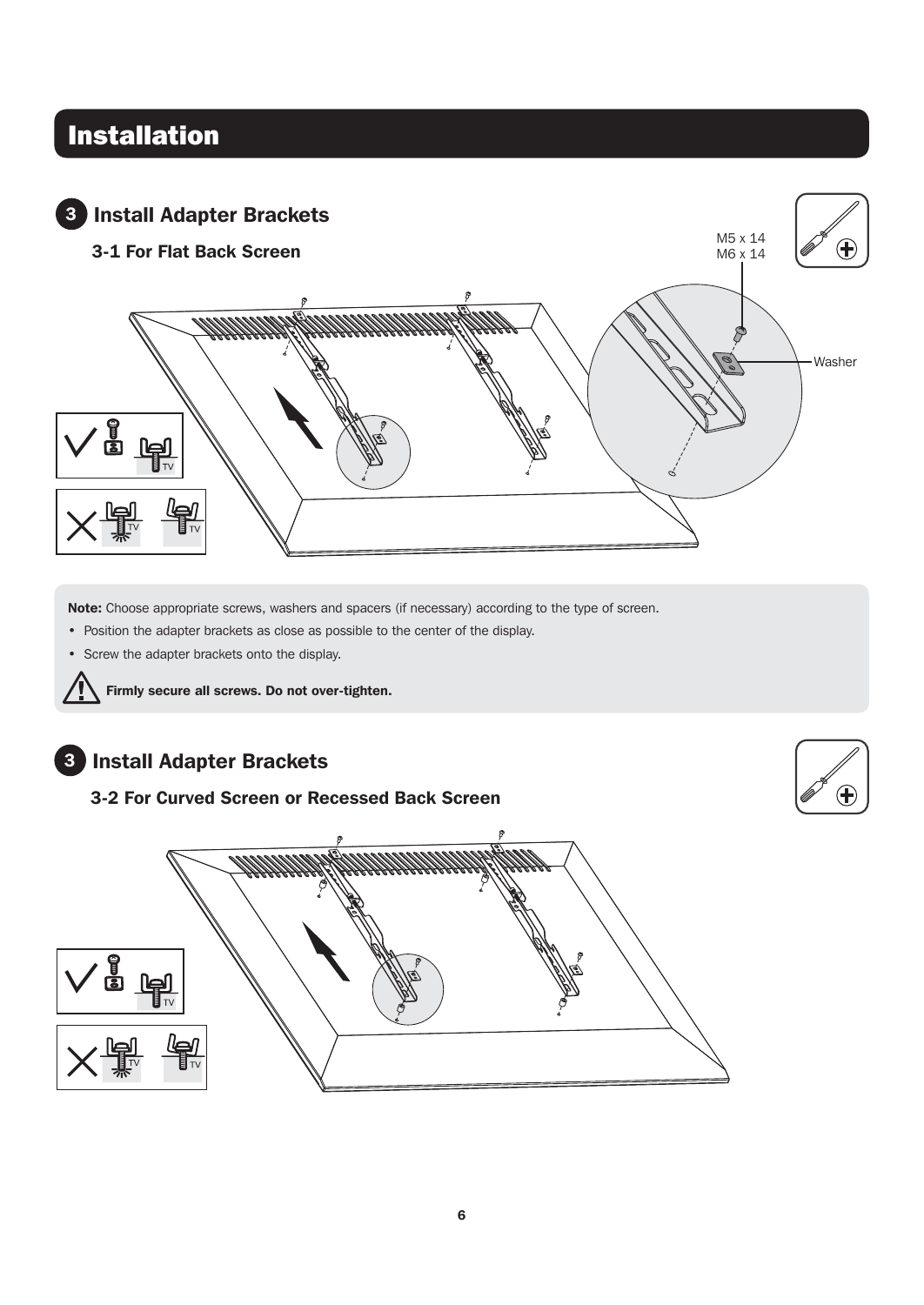# Installation

## 3 Install Adapter Brackets

### 3-1 For Flat Back Screen

M5 x 14
M6 x 14

Washer

**Note:** Choose appropriate screws, washers and spacers (if necessary) according to the type of screen.

- Position the adapter brackets as close as possible to the center of the display.
- Screw the adapter brackets onto the display.

**Firmly secure all screws. Do not over-tighten.**

## 3 Install Adapter Brackets

### 3-2 For Curved Screen or Recessed Back Screen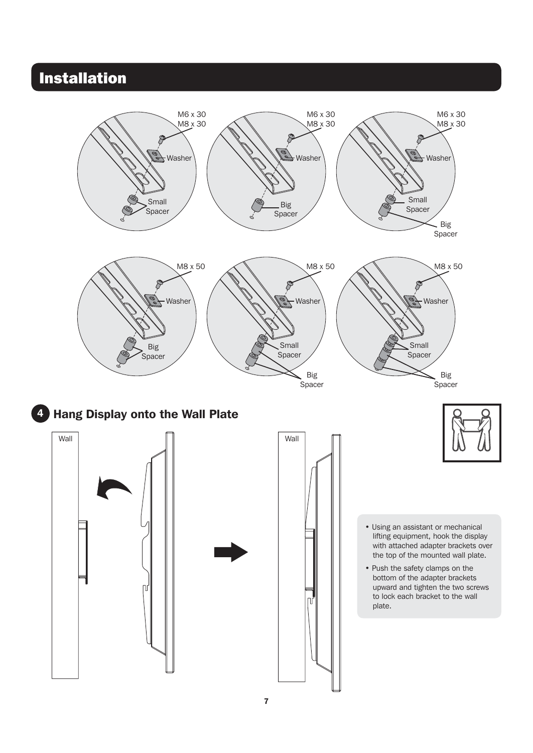# Installation

M6 x 30
M8 x 30

Washer

Small Spacer

M6 x 30
M8 x 30

Washer

Big Spacer

M6 x 30
M8 x 30

Washer

Small Spacer

Big Spacer

M8 x 50

Washer

Big Spacer

M8 x 50

Washer

Small Spacer

Big Spacer

M8 x 50

Washer

Small Spacer

Big Spacer

## 4 Hang Display onto the Wall Plate

Wall

Wall

- Using an assistant or mechanical lifting equipment, hook the display with attached adapter brackets over the top of the mounted wall plate.
- Push the safety clamps on the bottom of the adapter brackets upward and tighten the two screws to lock each bracket to the wall plate.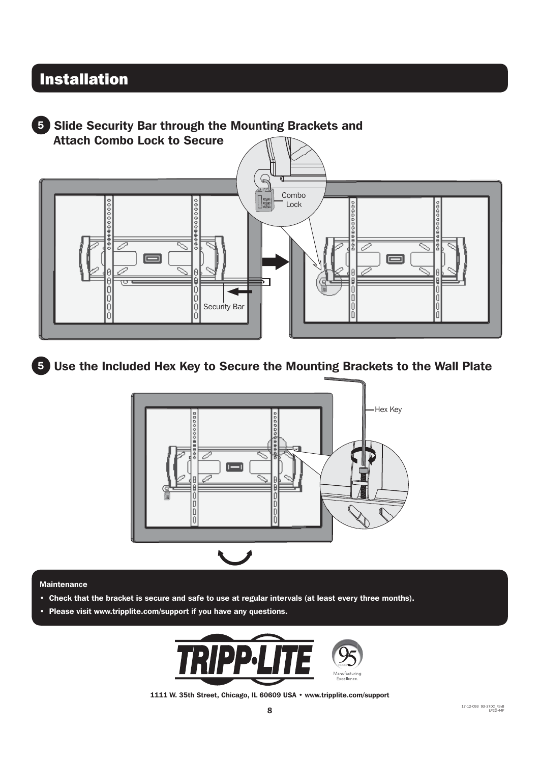## Installation

### 5 Slide Security Bar through the Mounting Brackets and Attach Combo Lock to Secure

Combo Lock

Security Bar

### 5 Use the Included Hex Key to Secure the Mounting Brackets to the Wall Plate

Hex Key

**Maintenance**

- **Check that the bracket is secure and safe to use at regular intervals (at least every three months).**
- **Please visit www.tripplite.com/support if you have any questions.**

TRIPP·LITE

95 Manufacturing Excellence.

**1111 W. 35th Street, Chicago, IL 60609 USA • www.tripplite.com/support**

17-12-093 93-37DC_RevB
LP22-44F